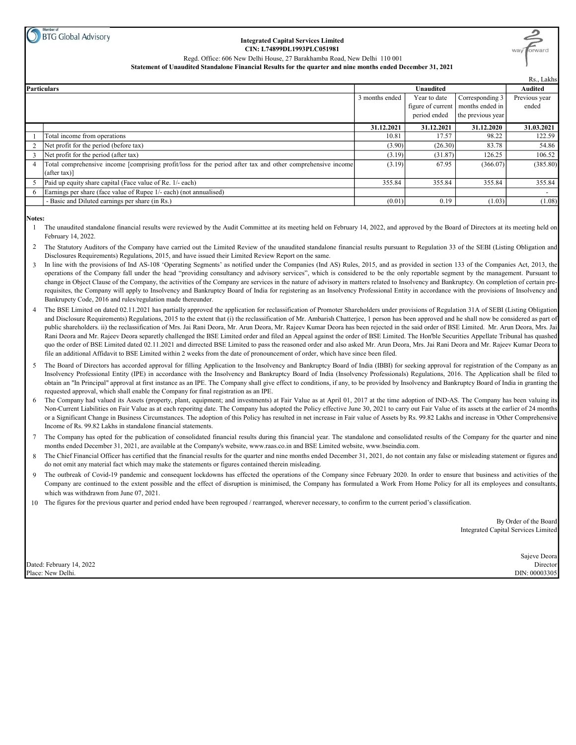Member of BTG Global Advisory

**Integrated Capital Services Limited**
**CIN: L74899DL1993PLC051981**

Regd. Office: 606 New Delhi House, 27 Barakhamba Road, New Delhi 110 001

**Statement of Unaudited Standalone Financial Results for the quarter and nine months ended December 31, 2021**

Rs., Lakhs

| | Particulars | Unaudited | | | Audited |
|---|---|---|---|---|---|
| | | 3 months ended | Year to date figure of current period ended | Corresponding 3 months ended in the previous year | Previous year ended |
| | | **31.12.2021** | **31.12.2021** | **31.12.2020** | **31.03.2021** |
| 1 | Total income from operations | 10.81 | 17.57 | 98.22 | 122.59 |
| 2 | Net profit for the period (before tax) | (3.90) | (26.30) | 83.78 | 54.86 |
| 3 | Net profit for the period (after tax) | (3.19) | (31.87) | 126.25 | 106.52 |
| 4 | Total comprehensive income [comprising profit/loss for the period after tax and other comprehensive income (after tax)] | (3.19) | 67.95 | (366.07) | (385.80) |
| 5 | Paid up equity share capital (Face value of Re. 1/- each) | 355.84 | 355.84 | 355.84 | 355.84 |
| 6 | Earnings per share (face value of Rupee 1/- each) (not annualised) | | | | - |
| | - Basic and Diluted earnings per share (in Rs.) | (0.01) | 0.19 | (1.03) | (1.08) |

**Notes:**

1. The unaudited standalone financial results were reviewed by the Audit Committee at its meeting held on February 14, 2022, and approved by the Board of Directors at its meeting held on February 14, 2022.
2. The Statutory Auditors of the Company have carried out the Limited Review of the unaudited standalone financial results pursuant to Regulation 33 of the SEBI (Listing Obligation and Disclosures Requirements) Regulations, 2015, and have issued their Limited Review Report on the same.
3. In line with the provisions of Ind AS-108 'Operating Segments' as notified under the Companies (Ind AS) Rules, 2015, and as provided in section 133 of the Companies Act, 2013, the operations of the Company fall under the head "providing consultancy and advisory services", which is considered to be the only reportable segment by the management. Pursuant to change in Object Clause of the Company, the activities of the Company are services in the nature of advisory in matters related to Insolvency and Bankruptcy. On completion of certain pre-requisites, the Company will apply to Insolvency and Bankruptcy Board of India for registering as an Insolvency Professional Entity in accordance with the provisions of Insolvency and Bankrupcty Code, 2016 and rules/regulation made thereunder.
4. The BSE Limited on dated 02.11.2021 has partially approved the application for reclassification of Promoter Shareholders under provisions of Regulation 31A of SEBI (Listing Obligation and Disclosure Requirements) Regulations, 2015 to the extent that (i) the reclassification of Mr. Ambarish Chatterjee, 1 person has been approved and he shall now be considered as part of public shareholders. ii) the reclassification of Mrs. Jai Rani Deora, Mr. Arun Deora, Mr. Rajeev Kumar Deora has been rejected in the said order of BSE Limited. Mr. Arun Deora, Mrs. Jai Rani Deora and Mr. Rajeev Deora separetly challenged the BSE Limited order and filed an Appeal against the order of BSE Limited. The Hon'ble Securities Appellate Tribunal has quashed quo the order of BSE Limited dated 02.11.2021 and dirrected BSE Limited to pass the reasoned order and also asked Mr. Arun Deora, Mrs. Jai Rani Deora and Mr. Rajeev Kumar Deora to file an additional Affidavit to BSE Limited within 2 weeks from the date of pronouncement of order, which have since been filed.
5. The Board of Directors has accorded approval for filling Application to the Insolvency and Bankruptcy Board of India (IBBI) for seeking approval for registration of the Company as an Insolvency Professional Entity (IPE) in accordance with the Insolvency and Bankruptcy Board of India (Insolvency Professionals) Regulations, 2016. The Application shall be filed to obtain an "In Principal" approval at first instance as an IPE. The Company shall give effect to conditions, if any, to be provided by Insolvency and Bankruptcy Board of India in granting the requested approval, which shall enable the Company for final registration as an IPE.
6. The Company had valued its Assets (property, plant, equipment; and investments) at Fair Value as at April 01, 2017 at the time adoption of IND-AS. The Company has been valuing its Non-Current Liabilities on Fair Value as at each reporitng date. The Company has adopted the Policy effective June 30, 2021 to carry out Fair Value of its assets at the earlier of 24 months or a Significant Change in Business Circumstances. The adoption of this Policy has resulted in net increase in Fair value of Assets by Rs. 99.82 Lakhs and increase in 'Other Comprehensive Income of Rs. 99.82 Lakhs in standalone financial statements.
7. The Company has opted for the publication of consolidated financial results during this financial year. The standalone and consolidated results of the Company for the quarter and nine months ended December 31, 2021, are available at the Company's website, www.raas.co.in and BSE Limited website, www.bseindia.com.
8. The Chief Financial Officer has certified that the financial results for the quarter and nine months ended December 31, 2021, do not contain any false or misleading statement or figures and do not omit any material fact which may make the statements or figures contained therein misleading.
9. The outbreak of Covid-19 pandemic and consequent lockdowns has effected the operations of the Company since February 2020. In order to ensure that business and activities of the Company are continued to the extent possible and the effect of disruption is minimised, the Company has formulated a Work From Home Policy for all its employees and consultants, which was withdrawn from June 07, 2021.
10. The figures for the previous quarter and period ended have been regrouped / rearranged, wherever necessary, to confirm to the current period's classification.

By Order of the Board
Integrated Capital Services Limited

Sajeve Deora
Director
DIN: 00003305

Dated: February 14, 2022
Place: New Delhi.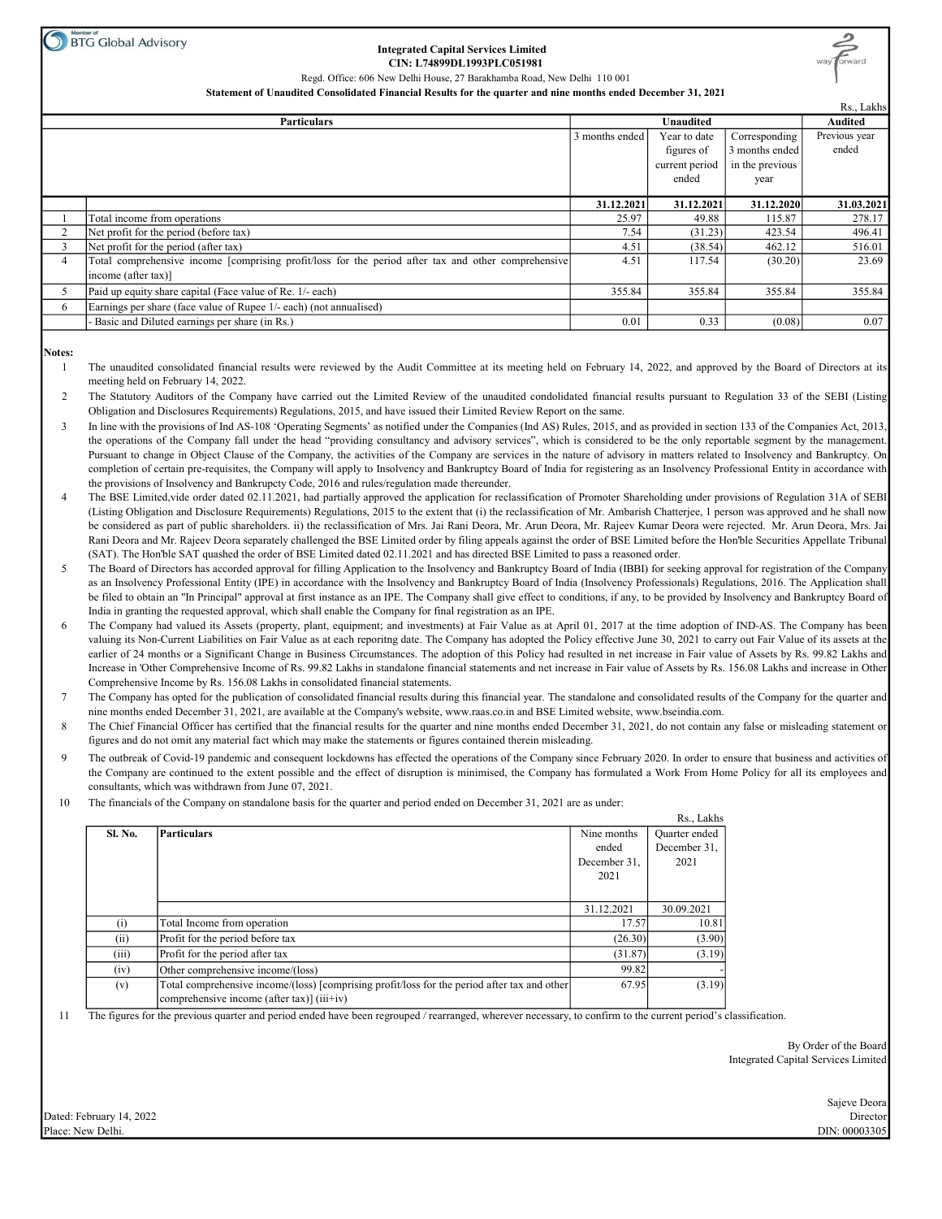Member of BTG Global Advisory

**Integrated Capital Services Limited**
**CIN: L74899DL1993PLC051981**

Regd. Office: 606 New Delhi House, 27 Barakhamba Road, New Delhi 110 001

**Statement of Unaudited Consolidated Financial Results for the quarter and nine months ended December 31, 2021**

Rs., Lakhs

| | Particulars | Unaudited | | | Audited |
|---|---|---|---|---|---|
| | | 3 months ended | Year to date figures of current period ended | Corresponding 3 months ended in the previous year | Previous year ended |
| | | **31.12.2021** | **31.12.2021** | **31.12.2020** | **31.03.2021** |
| 1 | Total income from operations | 25.97 | 49.88 | 115.87 | 278.17 |
| 2 | Net profit for the period (before tax) | 7.54 | (31.23) | 423.54 | 496.41 |
| 3 | Net profit for the period (after tax) | 4.51 | (38.54) | 462.12 | 516.01 |
| 4 | Total comprehensive income [comprising profit/loss for the period after tax and other comprehensive income (after tax)] | 4.51 | 117.54 | (30.20) | 23.69 |
| 5 | Paid up equity share capital (Face value of Re. 1/- each) | 355.84 | 355.84 | 355.84 | 355.84 |
| 6 | Earnings per share (face value of Rupee 1/- each) (not annualised) | | | | |
| | - Basic and Diluted earnings per share (in Rs.) | 0.01 | 0.33 | (0.08) | 0.07 |

**Notes:**

1. The unaudited consolidated financial results were reviewed by the Audit Committee at its meeting held on February 14, 2022, and approved by the Board of Directors at its meeting held on February 14, 2022.
2. The Statutory Auditors of the Company have carried out the Limited Review of the unaudited condolidated financial results pursuant to Regulation 33 of the SEBI (Listing Obligation and Disclosures Requirements) Regulations, 2015, and have issued their Limited Review Report on the same.
3. In line with the provisions of Ind AS-108 'Operating Segments' as notified under the Companies (Ind AS) Rules, 2015, and as provided in section 133 of the Companies Act, 2013, the operations of the Company fall under the head "providing consultancy and advisory services", which is considered to be the only reportable segment by the management. Pursuant to change in Object Clause of the Company, the activities of the Company are services in the nature of advisory in matters related to Insolvency and Bankruptcy. On completion of certain pre-requisites, the Company will apply to Insolvency and Bankruptcy Board of India for registering as an Insolvency Professional Entity in accordance with the provisions of Insolvency and Bankrupcty Code, 2016 and rules/regulation made thereunder.
4. The BSE Limited,vide order dated 02.11.2021, had partially approved the application for reclassification of Promoter Shareholding under provisions of Regulation 31A of SEBI (Listing Obligation and Disclosure Requirements) Regulations, 2015 to the extent that (i) the reclassification of Mr. Ambarish Chatterjee, 1 person was approved and he shall now be considered as part of public shareholders. ii) the reclassification of Mrs. Jai Rani Deora, Mr. Arun Deora, Mr. Rajeev Kumar Deora were rejected. Mr. Arun Deora, Mrs. Jai Rani Deora and Mr. Rajeev Deora separately challenged the BSE Limited order by filing appeals against the order of BSE Limited before the Hon'ble Securities Appellate Tribunal (SAT). The Hon'ble SAT quashed the order of BSE Limited dated 02.11.2021 and has directed BSE Limited to pass a reasoned order.
5. The Board of Directors has accorded approval for filling Application to the Insolvency and Bankruptcy Board of India (IBBI) for seeking approval for registration of the Company as an Insolvency Professional Entity (IPE) in accordance with the Insolvency and Bankruptcy Board of India (Insolvency Professionals) Regulations, 2016. The Application shall be filed to obtain an "In Principal" approval at first instance as an IPE. The Company shall give effect to conditions, if any, to be provided by Insolvency and Bankruptcy Board of India in granting the requested approval, which shall enable the Company for final registration as an IPE.
6. The Company had valued its Assets (property, plant, equipment; and investments) at Fair Value as at April 01, 2017 at the time adoption of IND-AS. The Company has been valuing its Non-Current Liabilities on Fair Value as at each reporitng date. The Company has adopted the Policy effective June 30, 2021 to carry out Fair Value of its assets at the earlier of of 24 months or a Significant Change in Business Circumstances. The adoption of this Policy had resulted in net increase in Fair value of Assets by Rs. 99.82 Lakhs and Increase in 'Other Comprehensive Income of Rs. 99.82 Lakhs in standalone financial statements and net increase in Fair value of Assets by Rs. 156.08 Lakhs and increase in Other Comprehensive Income by Rs. 156.08 Lakhs in consolidated financial statements.
7. The Company has opted for the publication of consolidated financial results during this financial year. The standalone and consolidated results of the Company for the quarter and nine months ended December 31, 2021, are available at the Company's website, www.raas.co.in and BSE Limited website, www.bseindia.com.
8. The Chief Financial Officer has certified that the financial results for the quarter and nine months ended December 31, 2021, do not contain any false or misleading statement or figures and do not omit any material fact which may make the statements or figures contained therein misleading.
9. The outbreak of Covid-19 pandemic and consequent lockdowns has effected the operations of the Company since February 2020. In order to ensure that business and activities of the Company are continued to the extent possible and the effect of disruption is minimised, the Company has formulated a Work From Home Policy for all its employees and consultants, which was withdrawn from June 07, 2021.
10. The financials of the Company on standalone basis for the quarter and period ended on December 31, 2021 are as under:

Rs., Lakhs

| Sl. No. | Particulars | Nine months ended December 31, 2021 | Quarter ended December 31, 2021 |
|---|---|---|---|
| | | 31.12.2021 | 30.09.2021 |
| (i) | Total Income from operation | 17.57 | 10.81 |
| (ii) | Profit for the period before tax | (26.30) | (3.90) |
| (iii) | Profit for the period after tax | (31.87) | (3.19) |
| (iv) | Other comprehensive income/(loss) | 99.82 | - |
| (v) | Total comprehensive income/(loss) [comprising profit/loss for the period after tax and other comprehensive income (after tax)] (iii+iv) | 67.95 | (3.19) |

11. The figures for the previous quarter and period ended have been regrouped / rearranged, wherever necessary, to confirm to the current period's classification.

By Order of the Board
Integrated Capital Services Limited

Sajeve Deora
Director
DIN: 00003305

Dated: February 14, 2022
Place: New Delhi.